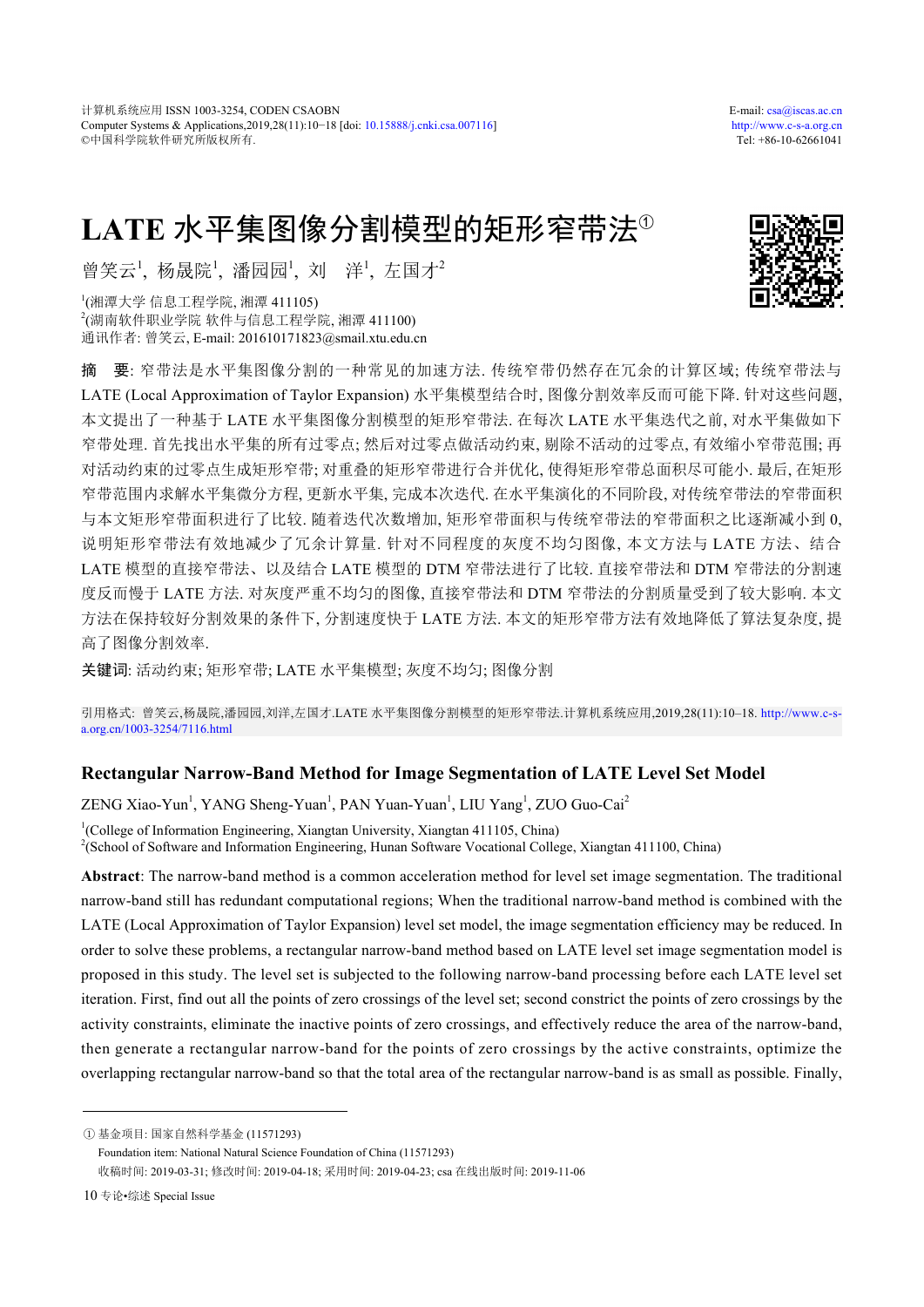# LATE 水平集图像分割模型的矩形窄带法①

曾笑云[1], 杨晟院[1], 潘园园[1], 刘　洋[1], 左国才[2]

[1](湘潭大学 信息工程学院, 湘潭 411105)
[2](湖南软件职业学院 软件与信息工程学院, 湘潭 411100)
通讯作者: 曾笑云, E-mail: 201610171823@smail.xtu.edu.cn

**摘　要**: 窄带法是水平集图像分割的一种常见的加速方法. 传统窄带仍然存在冗余的计算区域; 传统窄带法与 LATE (Local Approximation of Taylor Expansion) 水平集模型结合时, 图像分割效率反而可能下降. 针对这些问题, 本文提出了一种基于 LATE 水平集图像分割模型的矩形窄带法. 在每次 LATE 水平集迭代之前, 对水平集做如下窄带处理. 首先找出水平集的所有过零点; 然后对过零点做活动约束, 剔除不活动的过零点, 有效缩小窄带范围; 再对活动约束的过零点生成矩形窄带; 对重叠的矩形窄带进行合并优化, 使得矩形窄带总面积尽可能小. 最后, 在矩形窄带范围内求解水平集微分方程, 更新水平集, 完成本次迭代. 在水平集演化的不同阶段, 对传统窄带法的窄带面积与本文矩形窄带面积进行了比较. 随着迭代次数增加, 矩形窄带面积与传统窄带法的窄带面积之比逐渐减小到 0, 说明矩形窄带法有效地减少了冗余计算量. 针对不同程度的灰度不均匀图像, 本文方法与 LATE 方法、结合 LATE 模型的直接窄带法、以及结合 LATE 模型的 DTM 窄带法进行了比较. 直接窄带法和 DTM 窄带法的分割速度反而慢于 LATE 方法. 对灰度严重不均匀的图像, 直接窄带法和 DTM 窄带法的分割质量受到了较大影响. 本文方法在保持较好分割效果的条件下, 分割速度快于 LATE 方法. 本文的矩形窄带方法有效地降低了算法复杂度, 提高了图像分割效率.

**关键词**: 活动约束; 矩形窄带; LATE 水平集模型; 灰度不均匀; 图像分割

引用格式: 曾笑云,杨晟院,潘园园,刘洋,左国才.LATE 水平集图像分割模型的矩形窄带法.计算机系统应用,2019,28(11):10–18. http://www.c-s-a.org.cn/1003-3254/7116.html

## Rectangular Narrow-Band Method for Image Segmentation of LATE Level Set Model

ZENG Xiao-Yun[1], YANG Sheng-Yuan[1], PAN Yuan-Yuan[1], LIU Yang[1], ZUO Guo-Cai[2]

[1](College of Information Engineering, Xiangtan University, Xiangtan 411105, China)
[2](School of Software and Information Engineering, Hunan Software Vocational College, Xiangtan 411100, China)

**Abstract**: The narrow-band method is a common acceleration method for level set image segmentation. The traditional narrow-band still has redundant computational regions; When the traditional narrow-band method is combined with the LATE (Local Approximation of Taylor Expansion) level set model, the image segmentation efficiency may be reduced. In order to solve these problems, a rectangular narrow-band method based on LATE level set image segmentation model is proposed in this study. The level set is subjected to the following narrow-band processing before each LATE level set iteration. First, find out all the points of zero crossings of the level set; second constrict the points of zero crossings by the activity constraints, eliminate the inactive points of zero crossings, and effectively reduce the area of the narrow-band, then generate a rectangular narrow-band for the points of zero crossings by the active constraints, optimize the overlapping rectangular narrow-band so that the total area of the rectangular narrow-band is as small as possible. Finally,

---

① 基金项目: 国家自然科学基金 (11571293)
Foundation item: National Natural Science Foundation of China (11571293)
收稿时间: 2019-03-31; 修改时间: 2019-04-18; 采用时间: 2019-04-23; csa 在线出版时间: 2019-11-06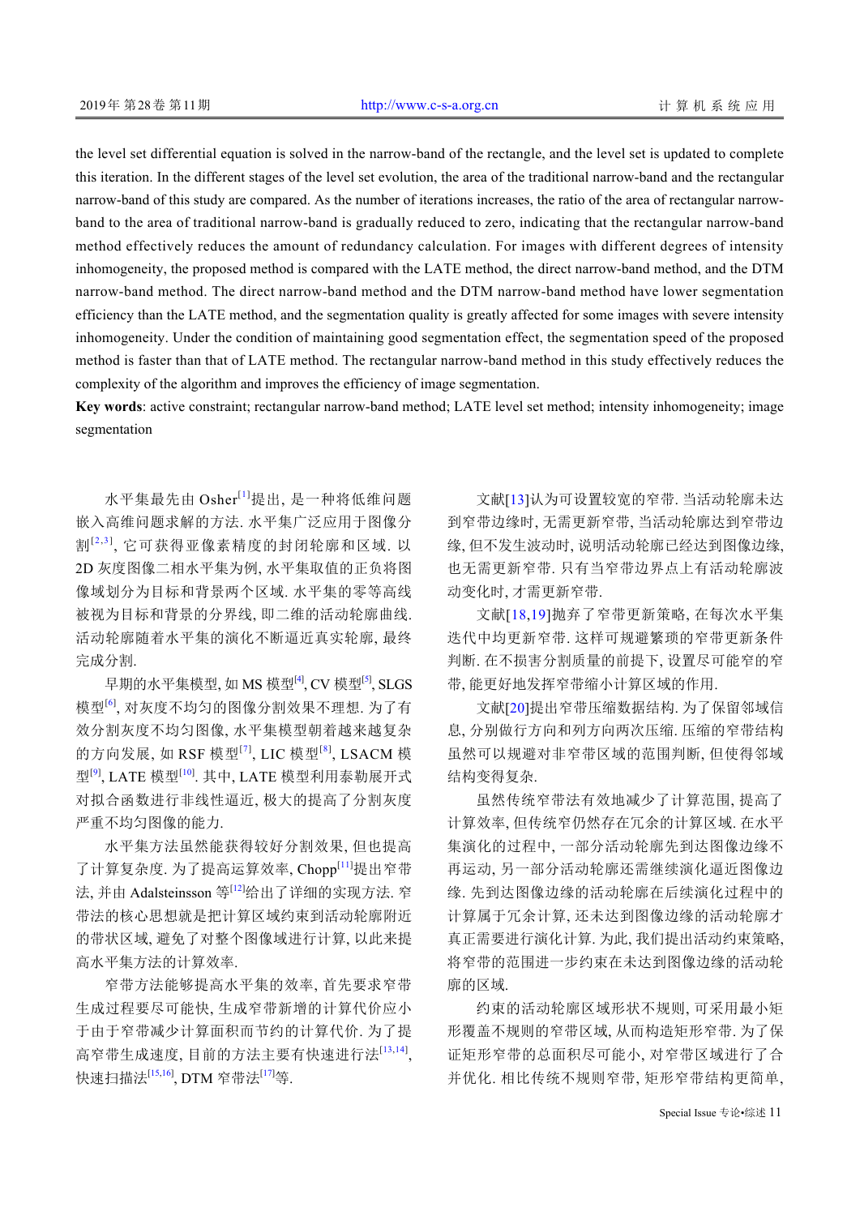the level set differential equation is solved in the narrow-band of the rectangle, and the level set is updated to complete this iteration. In the different stages of the level set evolution, the area of the traditional narrow-band and the rectangular narrow-band of this study are compared. As the number of iterations increases, the ratio of the area of rectangular narrow-band to the area of traditional narrow-band is gradually reduced to zero, indicating that the rectangular narrow-band method effectively reduces the amount of redundancy calculation. For images with different degrees of intensity inhomogeneity, the proposed method is compared with the LATE method, the direct narrow-band method, and the DTM narrow-band method. The direct narrow-band method and the DTM narrow-band method have lower segmentation efficiency than the LATE method, and the segmentation quality is greatly affected for some images with severe intensity inhomogeneity. Under the condition of maintaining good segmentation effect, the segmentation speed of the proposed method is faster than that of LATE method. The rectangular narrow-band method in this study effectively reduces the complexity of the algorithm and improves the efficiency of image segmentation.

**Key words**: active constraint; rectangular narrow-band method; LATE level set method; intensity inhomogeneity; image segmentation

水平集最先由 Osher[1]提出, 是一种将低维问题嵌入高维问题求解的方法. 水平集广泛应用于图像分割[2,3], 它可获得亚像素精度的封闭轮廓和区域. 以 2D 灰度图像二维水平集为例, 水平集取值的正负将图像域划分为目标和背景两个区域. 水平集的零等高线被视为目标和背景的分界线, 即二维的活动轮廓曲线. 活动轮廓随着水平集的演化不断逼近真实轮廓, 最终完成分割.

早期的水平集模型, 如 MS 模型[4], CV 模型[5], SLGS 模型[6], 对灰度不均匀的图像分割效果不理想. 为了有效分割灰度不均匀图像, 水平集模型朝着越来越复杂的方向发展, 如 RSF 模型[7], LIC 模型[8], LSACM 模型[9], LATE 模型[10]. 其中, LATE 模型利用泰勒展开式对拟合函数进行非线性逼近, 极大的提高了分割灰度严重不均匀图像的能力.

水平集方法虽然能获得较好分割效果, 但也提高了计算复杂度. 为了提高运算效率, Chopp[11]提出窄带法, 并由 Adalsteinsson 等[12]给出了详细的实现方法. 窄带法的核心思想就是把计算区域约束到活动轮廓附近的带状区域, 避免了对整个图像域进行计算, 以此来提高水平集方法的计算效率.

窄带方法能够提高水平集的效率, 首先要求窄带生成过程要尽可能快, 生成窄带新增的计算代价应小于由于窄带减少计算面积而节约的计算代价. 为了提高窄带生成速度, 目前的方法主要有快速进行法[13,14], 快速扫描法[15,16], DTM 窄带法[17]等.

文献[13]认为可设置较宽的窄带. 当活动轮廓未达到窄带边缘时, 无需更新窄带, 当活动轮廓达到窄带边缘, 但不发生波动时, 说明活动轮廓已经达到图像边缘, 也无需更新窄带. 只有当窄带边界点上有活动轮廓波动变化时, 才需更新窄带.

文献[18,19]抛弃了窄带更新策略, 在每次水平集迭代中均更新窄带. 这样可规避繁琐的窄带更新条件判断. 在不损害分割质量的前提下, 设置尽可能窄的窄带, 能更好地发挥窄带缩小计算区域的作用.

文献[20]提出窄带压缩数据结构. 为了保留邻域信息, 分别做行方向和列方向两次压缩. 压缩的窄带结构虽然可以规避对非窄带区域的范围判断, 但使得邻域结构变得复杂.

虽然传统窄带法有效地减少了计算范围, 提高了计算效率, 但传统窄仍然存在冗余的计算区域. 在水平集演化的过程中, 一部分活动轮廓先到达图像边缘不再运动, 另一部分活动轮廓还需继续演化逼近图像边缘. 先到达图像边缘的活动轮廓在后续演化过程中的计算属于冗余计算, 还未达到图像边缘的活动轮廓才真正需要进行演化计算. 为此, 我们提出活动约束策略, 将窄带的范围进一步约束在未达到图像边缘的活动轮廓的区域.

约束的活动轮廓区域形状不规则, 可采用最小矩形覆盖不规则的窄带区域, 从而构造矩形窄带. 为了保证矩形窄带的总面积尽可能小, 对窄带区域进行了合并优化. 相比传统不规则窄带, 矩形窄带结构更简单,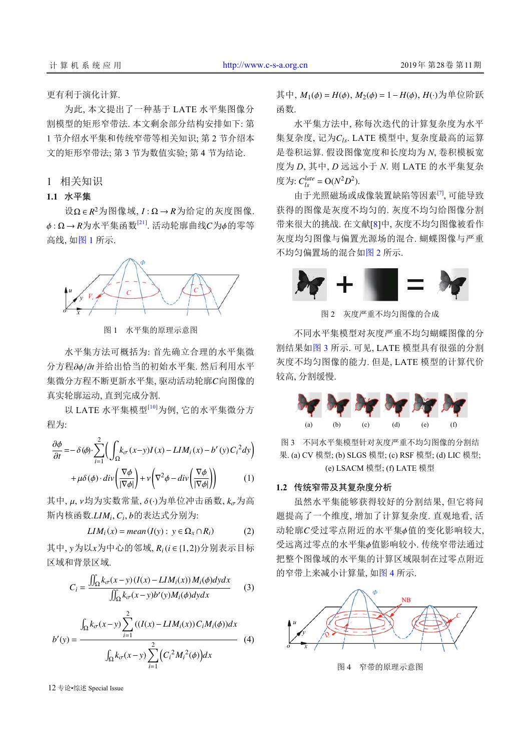更有利于演化计算.

为此, 本文提出了一种基于 LATE 水平集图像分割模型的矩形窄带法. 本文剩余部分结构安排如下: 第 1 节介绍水平集和传统窄带等相关知识; 第 2 节介绍本文的矩形窄带法; 第 3 节为数值实验; 第 4 节为结论.

## 1 相关知识

### 1.1 水平集

设$\Omega \in R^2$为图像域, $I:\Omega \to R$为给定的灰度图像. $\phi:\Omega \to R$为水平集函数[21]. 活动轮廓曲线$C$为$\phi$的零等高线, 如图 1 所示.

图 1 水平集的原理示意图

水平集方法可概括为: 首先确立合理的水平集微分方程$\partial\phi/\partial t$并给出恰当的初始水平集. 然后利用水平集微分方程不断更新水平集, 驱动活动轮廓$C$向图像的真实轮廓运动, 直到完成分割.

以 LATE 水平集模型[10]为例, 它的水平集微分方程为:

$$\frac{\partial\phi}{\partial t} = -\delta(\phi)\cdot\sum_{i=1}^{2}\left(\int_{\Omega}k_{\sigma}(x-y)I(x)-LIM_i(x)-b'(y)C_i^2 dy\right) + \mu\delta(\phi)\cdot div\left(\frac{\nabla\phi}{|\nabla\phi|}\right)+\nu\left(\nabla^2\phi - div\left(\frac{\nabla\phi}{|\nabla\phi|}\right)\right) \tag{1}$$

其中, $\mu$, $\nu$均为实数常量, $\delta(\cdot)$为单位冲击函数, $k_\sigma$为高斯内核函数.$LIM_i$, $C_i$, $b$的表达式分别为:

$$LIM_i(x) = mean(I(y):\ y\in\Omega_x \cap R_i) \tag{2}$$

其中, $y$为以$x$为中心的邻域, $R_i(i\in\{1,2\})$分别表示目标区域和背景区域.

$$C_i = \frac{\iint_{\Omega}k_{\sigma}(x-y)(I(x)-LIM_i(x))M_i(\phi)dydx}{\iint_{\Omega}k_{\sigma}(x-y)b'(y)M_i(\phi)dydx} \tag{3}$$

$$b'(y) = \frac{\int_{\Omega}k_{\sigma}(x-y)\sum_{i=1}^{2}((I(x)-LIM_i(x))C_iM_i(\phi))dx}{\int_{\Omega}k_{\sigma}(x-y)\sum_{i=1}^{2}\left(C_i^2M_i^2(\phi)\right)dx} \tag{4}$$

其中, $M_1(\phi)=H(\phi)$, $M_2(\phi)=1-H(\phi)$, $H(\cdot)$为单位阶跃函数.

水平集方法中, 称每次迭代的计算复杂度为水平集复杂度, 记为$C_{ls}$. LATE 模型中, 复杂度最高的运算是卷积运算. 假设图像宽度和长度均为 $N$, 卷积模板宽度为 $D$, 其中, $D$ 远远小于 $N$. 则 LATE 的水平集复杂度为: $C_{ls}^{late} = O(N^2D^2)$.

由于光照磁场或成像装置缺陷等因素[7], 可能导致获得的图像是灰度不均匀的. 灰度不均匀给图像分割带来很大的挑战. 在文献[8]中, 灰度不均匀图像被看作灰度均匀图像与偏置光源场的混合. 蝴蝶图像与严重不均匀偏置场的混合如图 2 所示.

图 2 灰度严重不均匀图像的合成

不同水平集模型对灰度严重不均匀蝴蝶图像的分割结果如图 3 所示. 可见, LATE 模型具有很强的分割灰度不均匀图像的能力. 但是, LATE 模型的计算代价较高, 分割缓慢.

图 3 不同水平集模型针对灰度严重不均匀图像的分割结果. (a) CV 模型; (b) SLGS 模型; (c) RSF 模型; (d) LIC 模型; (e) LSACM 模型; (f) LATE 模型

### 1.2 传统窄带及其复杂度分析

虽然水平集能够获得较好的分割结果, 但它将问题提高了一个维度, 增加了计算复杂度. 直观地看, 活动轮廓$C$受过零点附近的水平集$\phi$值的变化影响较大, 受远离过零点的水平集$\phi$值影响较小. 传统窄带法通过把整个图像域的水平集的计算区域限制在过零点附近的窄带上来减小计算量, 如图 4 所示.

图 4 窄带的原理示意图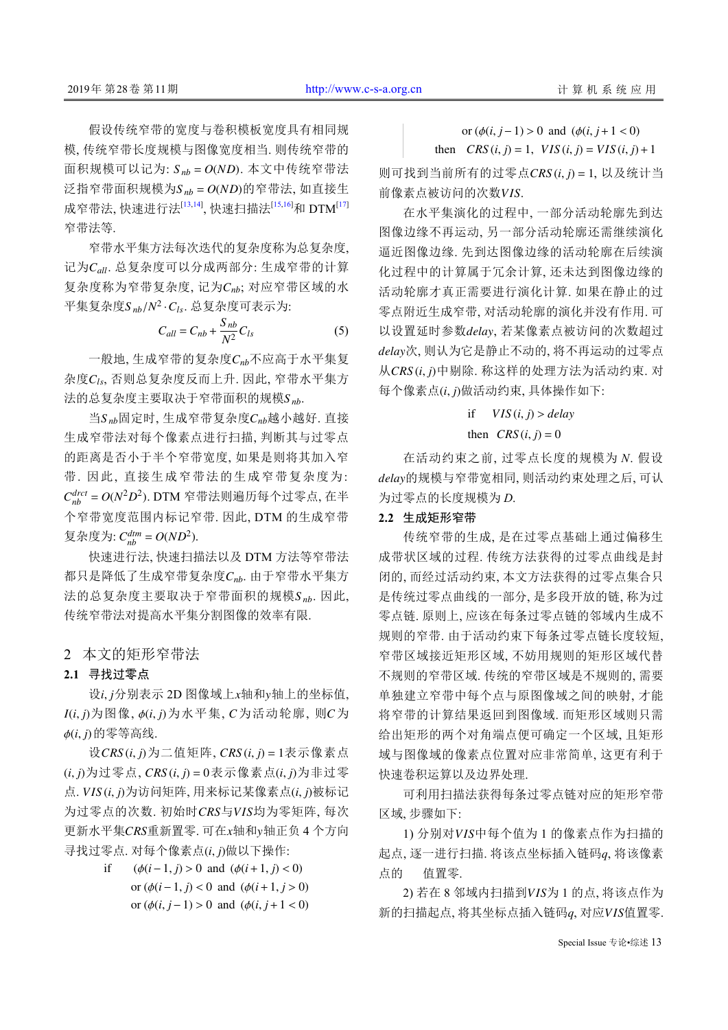假设传统窄带的宽度与卷积模板宽度具有相同规模, 传统窄带长度规模与图像宽度相当. 则传统窄带的面积规模可以记为: $S_{nb} = O(ND)$. 本文中传统窄带法泛指窄带面积规模为$S_{nb} = O(ND)$的窄带法, 如直接生成窄带法, 快速进行法[13,14], 快速扫描法[15,16]和 DTM[17]窄带法等.

窄带水平集方法每次迭代的复杂度称为总复杂度, 记为$C_{all}$. 总复杂度可以分成两部分: 生成窄带的计算复杂度称为窄带复杂度, 记为$C_{nb}$; 对应窄带区域的水平集复杂度$S_{nb}/N^2 \cdot C_{ls}$. 总复杂度可表示为:

$$C_{all} = C_{nb} + \frac{S_{nb}}{N^2} C_{ls} \tag{5}$$

一般地, 生成窄带的复杂度$C_{nb}$不应高于水平集复杂度$C_{ls}$, 否则总复杂度反而上升. 因此, 窄带水平集方法的总复杂度主要取决于窄带面积的规模$S_{nb}$.

当$S_{nb}$固定时, 生成窄带复杂度$C_{nb}$越小越好. 直接生成窄带法对每个像素点进行扫描, 判断其与过零点的距离是否小于半个窄带宽度, 如果是则将其加入窄带. 因此, 直接生成窄带法的生成窄带复杂度为: $C_{nb}^{drct} = O(N^2D^2)$. DTM 窄带法则遍历每个过零点, 在半个窄带宽度范围内标记窄带. 因此, DTM 的生成窄带复杂度为: $C_{nb}^{dtm} = O(ND^2)$.

快速进行法, 快速扫描法以及 DTM 方法等窄带法都只是降低了生成窄带复杂度$C_{nb}$. 由于窄带水平集方法的总复杂度主要取决于窄带面积的规模$S_{nb}$. 因此, 传统窄带法对提高水平集分割图像的效率有限.

## 2 本文的矩形窄带法

### 2.1 寻找过零点

设$i, j$分别表示 2D 图像域上$x$轴和$y$轴上的坐标值, $I(i, j)$为图像, $\phi(i, j)$为水平集, $C$为活动轮廓, 则$C$为$\phi(i, j)$的零等高线.

设$CRS(i, j)$为二值矩阵, $CRS(i, j) = 1$表示像素点$(i, j)$为过零点, $CRS(i, j) = 0$表示像素点$(i, j)$为非过零点. $VIS(i, j)$为访问矩阵, 用来标记某像素点$(i, j)$被标记为过零点的次数. 初始时$CRS$与$VIS$均为零矩阵, 每次更新水平集$CRS$重新置零. 可在$x$轴和$y$轴正负 4 个方向寻找过零点. 对每个像素点$(i, j)$做以下操作:

$$
\begin{aligned}
\text{if}\quad & (\phi(i-1, j) > 0 \ \text{and} \ (\phi(i+1, j) < 0) \\
& \text{or} \ (\phi(i-1, j) < 0 \ \text{and} \ (\phi(i+1, j > 0) \\
& \text{or} \ (\phi(i, j-1) > 0 \ \text{and} \ (\phi(i, j+1 < 0) \\
& \text{or} \ (\phi(i, j-1) > 0 \ \text{and} \ (\phi(i, j+1 < 0) \\
\text{then}\quad & CRS(i, j) = 1, \ VIS(i, j) = VIS(i, j) + 1
\end{aligned}
$$

则可找到当前所有的过零点$CRS(i, j) = 1$, 以及统计当前像素点被访问的次数$VIS$.

在水平集演化的过程中, 一部分活动轮廓先到达图像边缘不再运动, 另一部分活动轮廓还需继续演化逼近图像边缘. 先到达图像边缘的活动轮廓在后续演化过程中的计算属于冗余计算, 还未达到图像边缘的活动轮廓才真正需要进行演化计算. 如果在静止的过零点附近生成窄带, 对活动轮廓的演化并没有作用. 可以设置延时参数$delay$, 若某像素点被访问的次数超过$delay$次, 则认为它是静止不动的, 将不再运动的过零点从$CRS(i, j)$中剔除. 称这样的处理方法为活动约束. 对每个像素点$(i, j)$做活动约束, 具体操作如下:

$$
\begin{aligned}
\text{if}\quad & VIS(i, j) > delay \\
\text{then}\quad & CRS(i, j) = 0
\end{aligned}
$$

在活动约束之前, 过零点长度的规模为 $N$. 假设$delay$的规模与窄带宽相同, 则活动约束处理之后, 可认为过零点的长度规模为 $D$.

### 2.2 生成矩形窄带

传统窄带的生成, 是在过零点基础上通过偏移生成带状区域的过程. 传统方法获得的过零点曲线是封闭的, 而经过活动约束, 本文方法获得的过零点集合只是传统过零点曲线的一部分, 是多段开放的链, 称为过零点链. 原则上, 应该在每条过零点链的邻域内生成不规则的窄带. 由于活动约束下每条过零点链长度较短, 窄带区域接近矩形区域, 不妨用规则的矩形区域代替不规则的窄带区域. 传统的窄带区域是不规则的, 需要单独建立窄带中每个点与原图像域之间的映射, 才能将窄带的计算结果返回到图像域. 而矩形区域则只需给出矩形的两个对角端点便可确定一个区域, 且矩形域与图像域的像素点位置对应非常简单, 这更有利于快速卷积运算以及边界处理.

可利用扫描法获得每条过零点链对应的矩形窄带区域, 步骤如下:

1) 分别对$VIS$中每个值为 1 的像素点作为扫描的起点, 逐一进行扫描. 将该点坐标插入链码$q$, 将该像素点的　　值置零.

2) 若在 8 邻域内扫描到$VIS$为 1 的点, 将该点作为新的扫描起点, 将其坐标点插入链码$q$, 对应$VIS$值置零.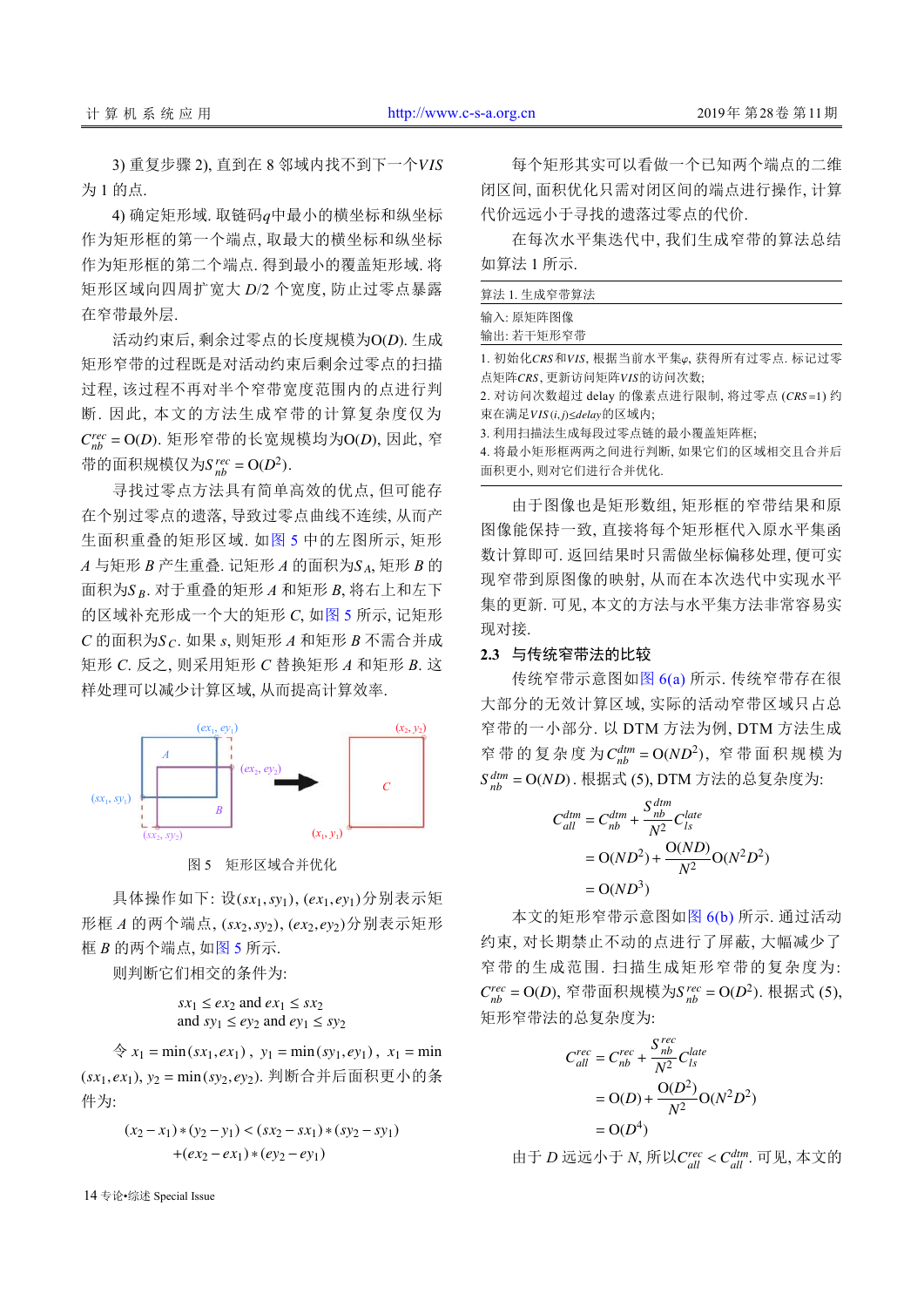3) 重复步骤 2), 直到在 8 邻域内找不到下一个$VIS$为 1 的点.

4) 确定矩形域. 取链码$q$中最小的横坐标和纵坐标作为矩形框的第一个端点, 取最大的横坐标和纵坐标作为矩形框的第二个端点. 得到最小的覆盖矩形域. 将矩形区域向四周扩宽大 $D/2$ 个宽度, 防止过零点暴露在窄带最外层.

活动约束后, 剩余过零点的长度规模为$O(D)$. 生成矩形窄带的过程既是对活动约束后剩余过零点的扫描过程, 该过程不再对半个窄带宽度范围内的点进行判断. 因此, 本文的方法生成窄带的计算复杂度仅为$C_{nb}^{rec}=O(D)$. 矩形窄带的长宽规模均为$O(D)$, 因此, 窄带的面积规模仅为$S_{nb}^{rec}=O(D^2)$.

寻找过零点方法具有简单高效的优点, 但可能存在个别过零点的遗落, 导致过零点曲线不连续, 从而产生面积重叠的矩形区域. 如图 5 中的左图所示, 矩形 $A$ 与矩形 $B$ 产生重叠. 记矩形 $A$ 的面积为$S_A$, 矩形 $B$ 的面积为$S_B$. 对于重叠的矩形 $A$ 和矩形 $B$, 将右上和左下的区域补充形成一个大的矩形 $C$, 如图 5 所示, 记矩形 $C$ 的面积为$S_C$. 如果 $s$, 则矩形 $A$ 和矩形 $B$ 不需合并成矩形 $C$. 反之, 则采用矩形 $C$ 替换矩形 $A$ 和矩形 $B$. 这样处理可以减少计算区域, 从而提高计算效率.

图 5　矩形区域合并优化

具体操作如下: 设$(sx_1,sy_1)$, $(ex_1,ey_1)$分别表示矩形框 $A$ 的两个端点, $(sx_2,sy_2)$, $(ex_2,ey_2)$分别表示矩形框 $B$ 的两个端点, 如图 5 所示.

则判断它们相交的条件为:

$$sx_1\le ex_2 \text{ and } ex_1\le sx_2$$
$$\text{and } sy_1\le ey_2 \text{ and } ey_1\le sy_2$$

令 $x_1=\min(sx_1,ex_1)$, $y_1=\min(sy_1,ey_1)$, $x_1=\min(sx_1,ex_1)$, $y_2=\min(sy_2,ey_2)$. 判断合并后面积更小的条件为:

$$(x_2-x_1)*(y_2-y_1)<(sx_2-sx_1)*(sy_2-sy_1)$$
$$+(ex_2-ex_1)*(ey_2-ey_1)$$

每个矩形其实可以看做一个已知两个端点的二维闭区间, 面积优化只需对闭区间的端点进行操作, 计算代价远远小于寻找的遗落过零点的代价.

在每次水平集迭代中, 我们生成窄带的算法总结如算法 1 所示.

算法 1. 生成窄带算法

输入: 原矩阵图像

输出: 若干矩形窄带

1. 初始化$CRS$和$VIS$, 根据当前水平集$\varphi$, 获得所有过零点. 标记过零点矩阵$CRS$, 更新访问矩阵$VIS$的访问次数;
2. 对访问次数超过 delay 的像素点进行限制, 将过零点 $(CRS=1)$ 约束在满足$VIS(i,j)\le delay$的区域内;
3. 利用扫描法生成每段过零点链的最小覆盖矩阵框;
4. 将最小矩形框两两之间进行判断, 如果它们的区域相交且合并后面积更小, 则对它们进行合并优化.

由于图像也是矩形数组, 矩形框的窄带结果和原图像能保持一致, 直接将每个矩形框代入原水平集函数计算即可. 返回结果时只需做坐标偏移处理, 便可实现窄带到原图像的映射, 从而在本次迭代中实现水平集的更新. 可见, 本文的方法与水平集方法非常容易实现对接.

## 2.3　与传统窄带法的比较

传统窄带示意图如图 6(a) 所示. 传统窄带存在很大部分的无效计算区域, 实际的活动窄带区域只占总窄带的一小部分. 以 DTM 方法为例, DTM 方法生成窄带的复杂度为$C_{nb}^{dtm}=O(ND^2)$, 窄带面积规模为$S_{nb}^{dtm}=O(ND)$. 根据式 (5), DTM 方法的总复杂度为:

$$\begin{aligned} C_{all}^{dtm}&=C_{nb}^{dtm}+\frac{S_{nb}^{dtm}}{N^2}C_{ls}^{late}\\ &=O(ND^2)+\frac{O(ND)}{N^2}O(N^2D^2)\\ &=O(ND^3) \end{aligned}$$

本文的矩形窄带示意图如图 6(b) 所示. 通过活动约束, 对长期禁止不动的点进行了屏蔽, 大幅减少了窄带的生成范围. 扫描生成矩形窄带的复杂度为: $C_{nb}^{rec}=O(D)$, 窄带面积规模为$S_{nb}^{rec}=O(D^2)$. 根据式 (5), 矩形窄带法的总复杂度为:

$$\begin{aligned} C_{all}^{rec}&=C_{nb}^{rec}+\frac{S_{nb}^{rec}}{N^2}C_{ls}^{late}\\ &=O(D)+\frac{O(D^2)}{N^2}O(N^2D^2)\\ &=O(D^4) \end{aligned}$$

由于 $D$ 远远小于 $N$, 所以$C_{all}^{rec}<C_{all}^{dtm}$. 可见, 本文的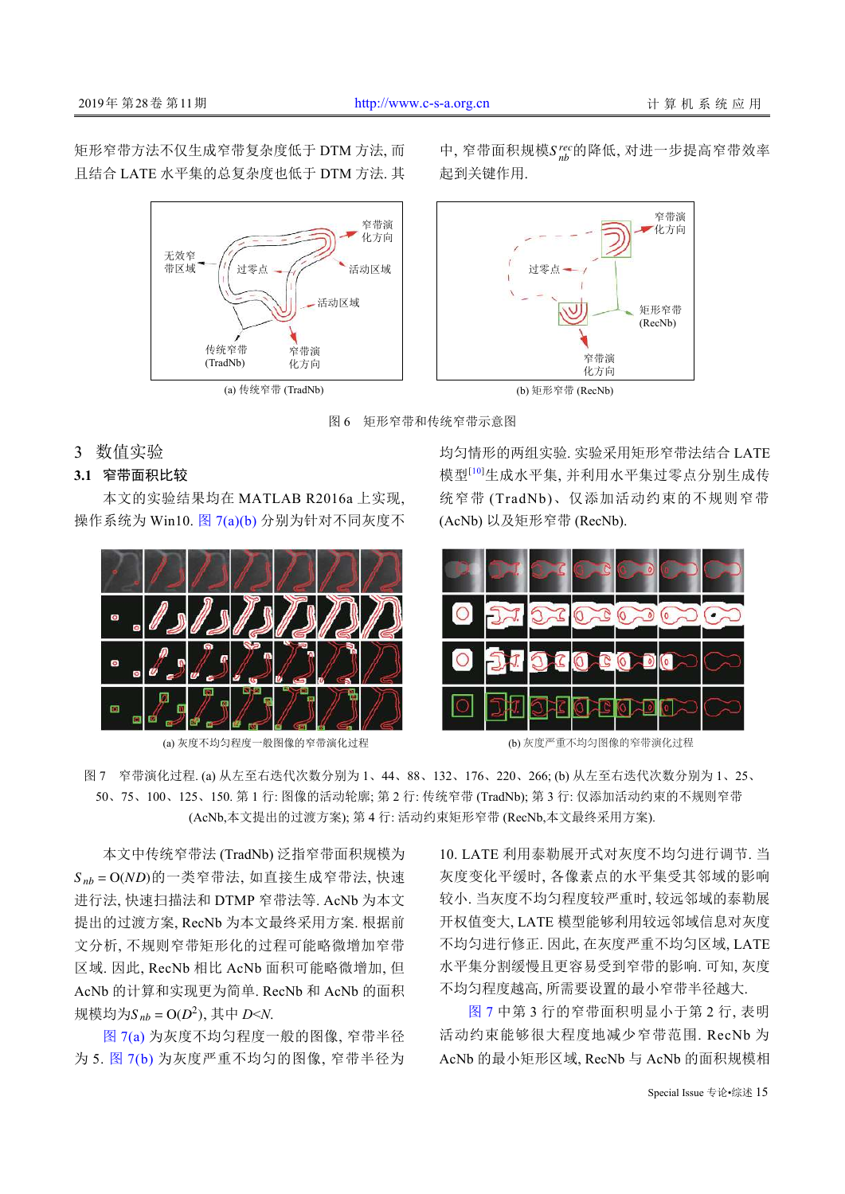矩形窄带方法不仅生成窄带复杂度低于 DTM 方法, 而且结合 LATE 水平集的总复杂度也低于 DTM 方法. 其中, 窄带面积规模$S_{nb}^{rec}$的降低, 对进一步提高窄带效率起到关键作用.

图 6　矩形窄带和传统窄带示意图

## 3　数值实验

### 3.1　窄带面积比较

本文的实验结果均在 MATLAB R2016a 上实现, 操作系统为 Win10. 图 7(a)(b) 分别为针对不同灰度不均匀情形的两组实验. 实验采用矩形窄带法结合 LATE 模型[10]生成水平集, 并利用水平集过零点分别生成传统窄带 (TradNb)、仅添加活动约束的不规则窄带 (AcNb) 以及矩形窄带 (RecNb).

(a) 灰度不均匀程度一般图像的窄带演化过程

(b) 灰度严重不均匀图像的窄带演化过程

图 7　窄带演化过程. (a) 从左至右迭代次数分别为 1、44、88、132、176、220、266; (b) 从左至右迭代次数分别为 1、25、50、75、100、125、150. 第 1 行: 图像的活动轮廓; 第 2 行: 传统窄带 (TradNb); 第 3 行: 仅添加活动约束的不规则窄带 (AcNb,本文提出的过渡方案); 第 4 行: 活动约束矩形窄带 (RecNb,本文最终采用方案).

本文中传统窄带法 (TradNb) 泛指窄带面积规模为 $S_{nb} = O(ND)$的一类窄带法, 如直接生成窄带法, 快速进行法, 快速扫描法和 DTMP 窄带法等. AcNb 为本文提出的过渡方案, RecNb 为本文最终采用方案. 根据前文分析, 不规则窄带矩形化的过程可能略微增加窄带区域. 因此, RecNb 相比 AcNb 面积可能略微增加, 但 AcNb 的计算和实现更为简单. RecNb 和 AcNb 的面积规模均为$S_{nb} = O(D^2)$, 其中 $D<N$.

图 7(a) 为灰度不均匀程度一般的图像, 窄带半径为 5. 图 7(b) 为灰度严重不均匀的图像, 窄带半径为 10. LATE 利用泰勒展开式对灰度不均匀进行调节. 当灰度变化平缓时, 各像素点的水平集受其邻域的影响较小. 当灰度不均匀程度较严重时, 较远邻域的泰勒展开权值变大, LATE 模型能够利用较远邻域信息对灰度不均匀进行修正. 因此, 在灰度严重不均匀区域, LATE 水平集分割缓慢且更容易受到窄带的影响. 可知, 灰度不均匀程度越高, 所需要设置的最小窄带半径越大.

图 7 中第 3 行的窄带面积明显小于第 2 行, 表明活动约束能够很大程度地减少窄带范围. RecNb 为 AcNb 的最小矩形区域, RecNb 与 AcNb 的面积规模相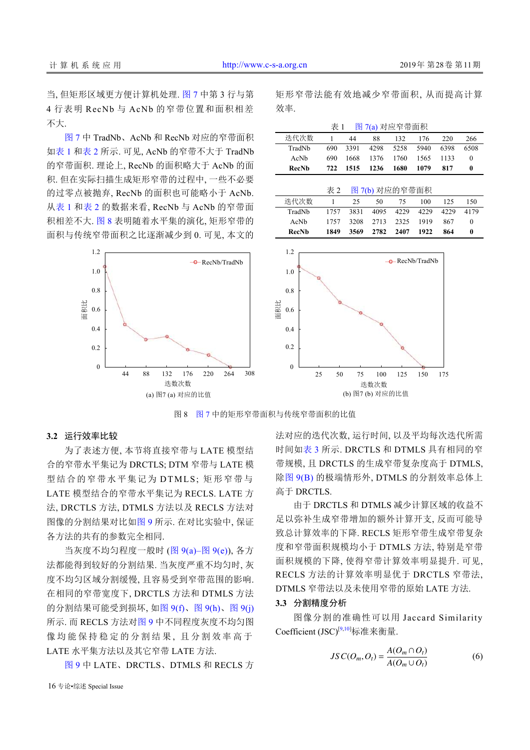当, 但矩形区域更方便计算机处理. 图 7 中第 3 行与第 4 行表明 RecNb 与 AcNb 的窄带位置和面积相差不大.

图 7 中 TradNb、AcNb 和 RecNb 对应的窄带面积如表 1 和表 2 所示. 可见, AcNb 的窄带不大于 TradNb 的窄带面积. 理论上, RecNb 的面积略大于 AcNb 的面积. 但在实际扫描生成矩形窄带的过程中, 一些不必要的过零点被抛弃, RecNb 的面积也可能略小于 AcNb. 从表 1 和表 2 的数据来看, RecNb 与 AcNb 的窄带面积相差不大. 图 8 表明随着水平集的演化, 矩形窄带的面积与传统窄带面积之比逐渐减少到 0. 可见, 本文的矩形窄带法能有效地减少窄带面积, 从而提高计算效率.

表 1　图 7(a) 对应窄带面积

| 迭代次数 | 1 | 44 | 88 | 132 | 176 | 220 | 266 |
|---|---|---|---|---|---|---|---|
| TradNb | 690 | 3391 | 4298 | 5258 | 5940 | 6398 | 6508 |
| AcNb | 690 | 1668 | 1376 | 1760 | 1565 | 1133 | 0 |
| **RecNb** | **722** | **1515** | **1236** | **1680** | **1079** | **817** | **0** |

表 2　图 7(b) 对应的窄带面积

| 迭代次数 | 1 | 25 | 50 | 75 | 100 | 125 | 150 |
|---|---|---|---|---|---|---|---|
| TradNb | 1757 | 3831 | 4095 | 4229 | 4229 | 4229 | 4179 |
| AcNb | 1757 | 3208 | 2713 | 2325 | 1919 | 867 | 0 |
| **RecNb** | **1849** | **3569** | **2782** | **2407** | **1922** | **864** | **0** |

(a) 图7 (a) 对应的比值

(b) 图7 (b) 对应的比值

图 8　图 7 中的矩形窄带面积与传统窄带面积的比值

### 3.2 运行效率比较

为了表述方便, 本节将直接窄带与 LATE 模型结合的窄带水平集记为 DRCTLS; DTM 窄带与 LATE 模型结合的窄带水平集记为 DTMLS; 矩形窄带与 LATE 模型结合的窄带水平集记为 RECLS. LATE 方法, DRCTLS 方法, DTMLS 方法以及 RECLS 方法对图像的分割结果对比如图 9 所示. 在对比实验中, 保证各方法的共有的参数完全相同.

当灰度不均匀程度一般时 (图 9(a)–图 9(e)), 各方法都能得到较好的分割结果. 当灰度严重不均匀时, 灰度不均匀区域分割缓慢, 且容易受到窄带范围的影响. 在相同的窄带宽度下, DRCTLS 方法和 DTMLS 方法的分割结果可能受到损坏, 如图 9(f)、图 9(h)、图 9(j) 所示. 而 RECLS 方法对图 9 中不同程度灰度不均匀图像均能保持稳定的分割结果, 且分割效率高于 LATE 水平集方法以及其它窄带 LATE 方法.

图 9 中 LATE、DRCTLS、DTMLS 和 RECLS 方法对应的迭代次数, 运行时间, 以及平均每次迭代所需时间如表 3 所示. DRCTLS 和 DTMLS 具有相同的窄带规模, 且 DRCTLS 的生成窄带复杂度高于 DTMLS, 除图 9(B) 的极端情形外, DTMLS 的分割效率总体上高于 DRCTLS.

由于 DRCTLS 和 DTMLS 减少计算区域的收益不足以弥补生成窄带增加的额外计算开支, 反而可能导致总计算效率的下降. RECLS 矩形窄带生成窄带复杂度和窄带面积规模均小于 DTMLS 方法, 特别是窄带面积规模的下降, 使得窄带计算效率明显提升. 可见, RECLS 方法的计算效率明显优于 DRCTLS 窄带法, DTMLS 窄带法以及未使用窄带的原始 LATE 方法.

### 3.3 分割精度分析

图像分割的准确性可以用 Jaccard Similarity Coefficient (JSC)[9,10]标准来衡量.

$$JSC(O_m, O_t) = \frac{A(O_m \cap O_t)}{A(O_m \cup O_t)} \tag{6}$$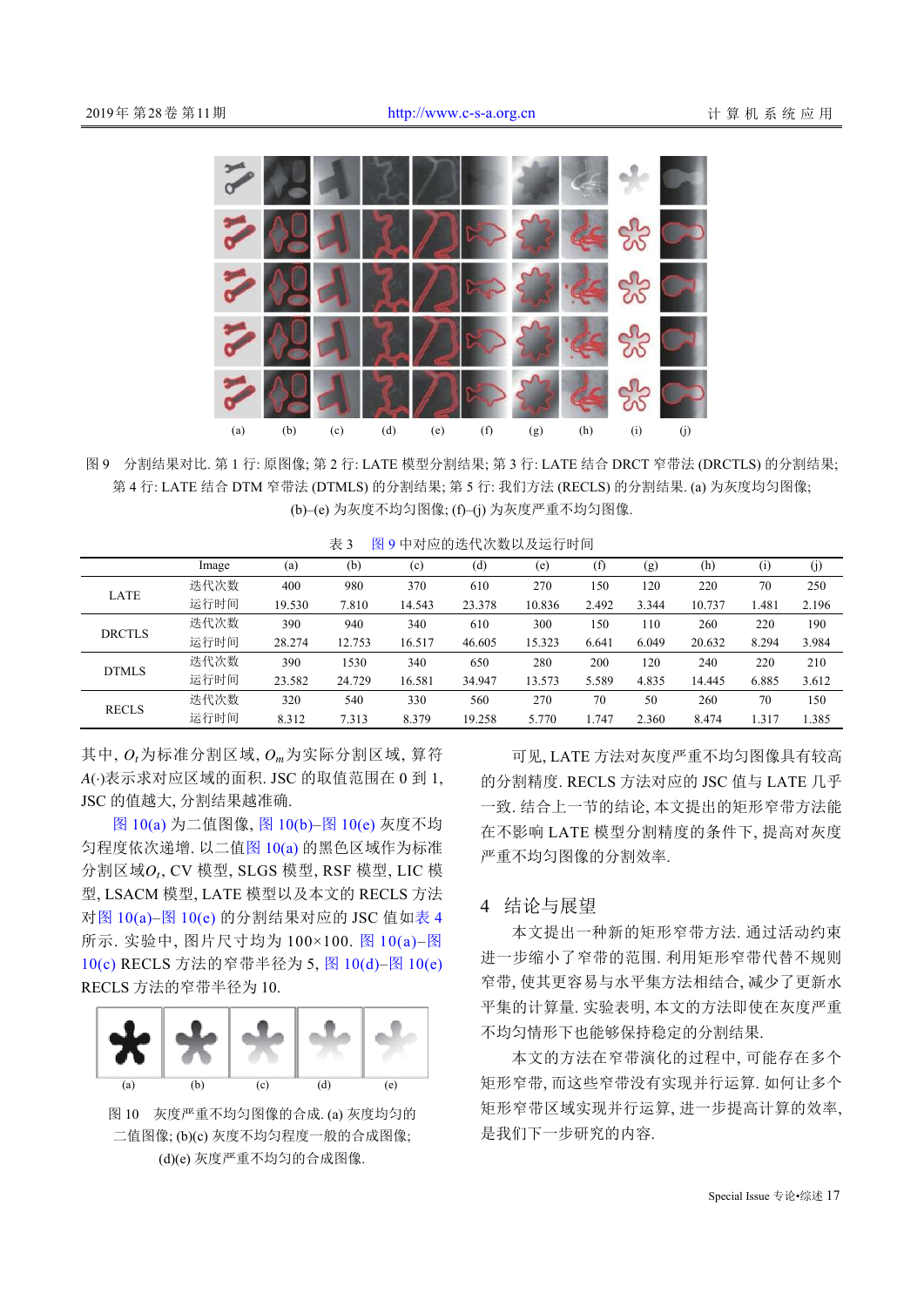图 9　分割结果对比. 第 1 行: 原图像; 第 2 行: LATE 模型分割结果; 第 3 行: LATE 结合 DRCT 窄带法 (DRCTLS) 的分割结果; 第 4 行: LATE 结合 DTM 窄带法 (DTMLS) 的分割结果; 第 5 行: 我们方法 (RECLS) 的分割结果. (a) 为灰度均匀图像; (b)–(e) 为灰度不均匀图像; (f)–(j) 为灰度严重不均匀图像.

表 3　图 9 中对应的迭代次数以及运行时间

| Image | | (a) | (b) | (c) | (d) | (e) | (f) | (g) | (h) | (i) | (j) |
|---|---|---|---|---|---|---|---|---|---|---|---|
| LATE | 迭代次数 | 400 | 980 | 370 | 610 | 270 | 150 | 120 | 220 | 70 | 250 |
| | 运行时间 | 19.530 | 7.810 | 14.543 | 23.378 | 10.836 | 2.492 | 3.344 | 10.737 | 1.481 | 2.196 |
| DRCTLS | 迭代次数 | 390 | 940 | 340 | 610 | 300 | 150 | 110 | 260 | 220 | 190 |
| | 运行时间 | 28.274 | 12.753 | 16.517 | 46.605 | 15.323 | 6.641 | 6.049 | 20.632 | 8.294 | 3.984 |
| DTMLS | 迭代次数 | 390 | 1530 | 340 | 650 | 280 | 200 | 120 | 240 | 220 | 210 |
| | 运行时间 | 23.582 | 24.729 | 16.581 | 34.947 | 13.573 | 5.589 | 4.835 | 14.445 | 6.885 | 3.612 |
| RECLS | 迭代次数 | 320 | 540 | 330 | 560 | 270 | 70 | 50 | 260 | 70 | 150 |
| | 运行时间 | 8.312 | 7.313 | 8.379 | 19.258 | 5.770 | 1.747 | 2.360 | 8.474 | 1.317 | 1.385 |

其中, $O_t$为标准分割区域, $O_m$为实际分割区域, 算符$A(\cdot)$表示求对应区域的面积. JSC 的取值范围在 0 到 1, JSC 的值越大, 分割结果越准确.

图 10(a) 为二值图像, 图 10(b)–图 10(e) 灰度不均匀程度依次递增. 以二值图 10(a) 的黑色区域作为标准分割区域$O_t$, CV 模型, SLGS 模型, RSF 模型, LIC 模型, LSACM 模型, LATE 模型以及本文的 RECLS 方法对图 10(a)–图 10(e) 的分割结果对应的 JSC 值如表 4 所示. 实验中, 图片尺寸均为 100×100. 图 10(a)–图 10(c) RECLS 方法的窄带半径为 5, 图 10(d)–图 10(e) RECLS 方法的窄带半径为 10.

图 10　灰度严重不均匀图像的合成. (a) 灰度均匀的二值图像; (b)(c) 灰度不均匀程度一般的合成图像; (d)(e) 灰度严重不均匀的合成图像.

可见, LATE 方法对灰度严重不均匀图像具有较高的分割精度. RECLS 方法对应的 JSC 值与 LATE 几乎一致. 结合上一节的结论, 本文提出的矩形窄带方法能在不影响 LATE 模型分割精度的条件下, 提高对灰度严重不均匀图像的分割效率.

## 4　结论与展望

本文提出一种新的矩形窄带方法. 通过活动约束进一步缩小了窄带的范围. 利用矩形窄带代替不规则窄带, 使其更容易与水平集方法相结合, 减少了更新水平集的计算量. 实验表明, 本文的方法即使在灰度严重不均匀情形下也能够保持稳定的分割结果.

本文的方法在窄带演化的过程中, 可能存在多个矩形窄带, 而这些窄带没有实现并行运算. 如何让多个矩形窄带区域实现并行运算, 进一步提高计算的效率, 是我们下一步研究的内容.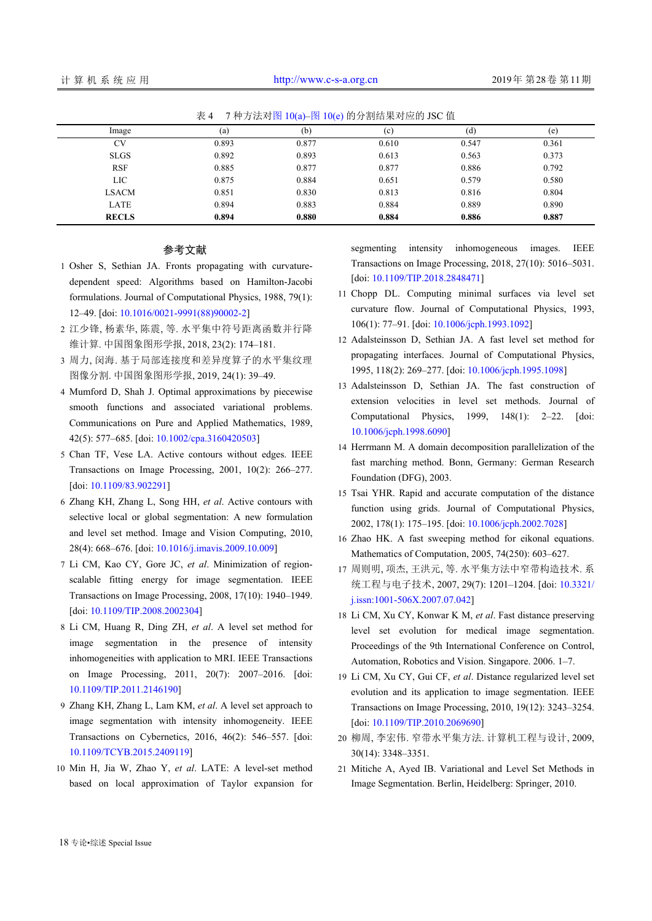表 4　7 种方法对图 10(a)–图 10(e) 的分割结果对应的 JSC 值

| Image | (a) | (b) | (c) | (d) | (e) |
|---|---|---|---|---|---|
| CV | 0.893 | 0.877 | 0.610 | 0.547 | 0.361 |
| SLGS | 0.892 | 0.893 | 0.613 | 0.563 | 0.373 |
| RSF | 0.885 | 0.877 | 0.877 | 0.886 | 0.792 |
| LIC | 0.875 | 0.884 | 0.651 | 0.579 | 0.580 |
| LSACM | 0.851 | 0.830 | 0.813 | 0.816 | 0.804 |
| LATE | 0.894 | 0.883 | 0.884 | 0.889 | 0.890 |
| **RECLS** | **0.894** | **0.880** | **0.884** | **0.886** | **0.887** |

## 参考文献

1 Osher S, Sethian JA. Fronts propagating with curvature-dependent speed: Algorithms based on Hamilton-Jacobi formulations. Journal of Computational Physics, 1988, 79(1): 12–49. [doi: 10.1016/0021-9991(88)90002-2]

2 江少锋, 杨素华, 陈震, 等. 水平集中符号距离函数并行降维计算. 中国图象图形学报, 2018, 23(2): 174–181.

3 周力, 闵海. 基于局部连接度和差异度算子的水平集纹理图像分割. 中国图象图形学报, 2019, 24(1): 39–49.

4 Mumford D, Shah J. Optimal approximations by piecewise smooth functions and associated variational problems. Communications on Pure and Applied Mathematics, 1989, 42(5): 577–685. [doi: 10.1002/cpa.3160420503]

5 Chan TF, Vese LA. Active contours without edges. IEEE Transactions on Image Processing, 2001, 10(2): 266–277. [doi: 10.1109/83.902291]

6 Zhang KH, Zhang L, Song HH, *et al*. Active contours with selective local or global segmentation: A new formulation and level set method. Image and Vision Computing, 2010, 28(4): 668–676. [doi: 10.1016/j.imavis.2009.10.009]

7 Li CM, Kao CY, Gore JC, *et al*. Minimization of region-scalable fitting energy for image segmentation. IEEE Transactions on Image Processing, 2008, 17(10): 1940–1949. [doi: 10.1109/TIP.2008.2002304]

8 Li CM, Huang R, Ding ZH, *et al*. A level set method for image segmentation in the presence of intensity inhomogeneities with application to MRI. IEEE Transactions on Image Processing, 2011, 20(7): 2007–2016. [doi: 10.1109/TIP.2011.2146190]

9 Zhang KH, Zhang L, Lam KM, *et al*. A level set approach to image segmentation with intensity inhomogeneity. IEEE Transactions on Cybernetics, 2016, 46(2): 546–557. [doi: 10.1109/TCYB.2015.2409119]

10 Min H, Jia W, Zhao Y, *et al*. LATE: A level-set method based on local approximation of Taylor expansion for segmenting intensity inhomogeneous images. IEEE Transactions on Image Processing, 2018, 27(10): 5016–5031. [doi: 10.1109/TIP.2018.2848471]

11 Chopp DL. Computing minimal surfaces via level set curvature flow. Journal of Computational Physics, 1993, 106(1): 77–91. [doi: 10.1006/jcph.1993.1092]

12 Adalsteinsson D, Sethian JA. A fast level set method for propagating interfaces. Journal of Computational Physics, 1995, 118(2): 269–277. [doi: 10.1006/jcph.1995.1098]

13 Adalsteinsson D, Sethian JA. The fast construction of extension velocities in level set methods. Journal of Computational Physics, 1999, 148(1): 2–22. [doi: 10.1006/jcph.1998.6090]

14 Herrmann M. A domain decomposition parallelization of the fast marching method. Bonn, Germany: German Research Foundation (DFG), 2003.

15 Tsai YHR. Rapid and accurate computation of the distance function using grids. Journal of Computational Physics, 2002, 178(1): 175–195. [doi: 10.1006/jcph.2002.7028]

16 Zhao HK. A fast sweeping method for eikonal equations. Mathematics of Computation, 2005, 74(250): 603–627.

17 周则明, 项杰, 王洪元, 等. 水平集方法中窄带构造技术. 系统工程与电子技术, 2007, 29(7): 1201–1204. [doi: 10.3321/j.issn:1001-506X.2007.07.042]

18 Li CM, Xu CY, Konwar K M, *et al*. Fast distance preserving level set evolution for medical image segmentation. Proceedings of the 9th International Conference on Control, Automation, Robotics and Vision. Singapore. 2006. 1–7.

19 Li CM, Xu CY, Gui CF, *et al*. Distance regularized level set evolution and its application to image segmentation. IEEE Transactions on Image Processing, 2010, 19(12): 3243–3254. [doi: 10.1109/TIP.2010.2069690]

20 柳周, 李宏伟. 窄带水平集方法. 计算机工程与设计, 2009, 30(14): 3348–3351.

21 Mitiche A, Ayed IB. Variational and Level Set Methods in Image Segmentation. Berlin, Heidelberg: Springer, 2010.